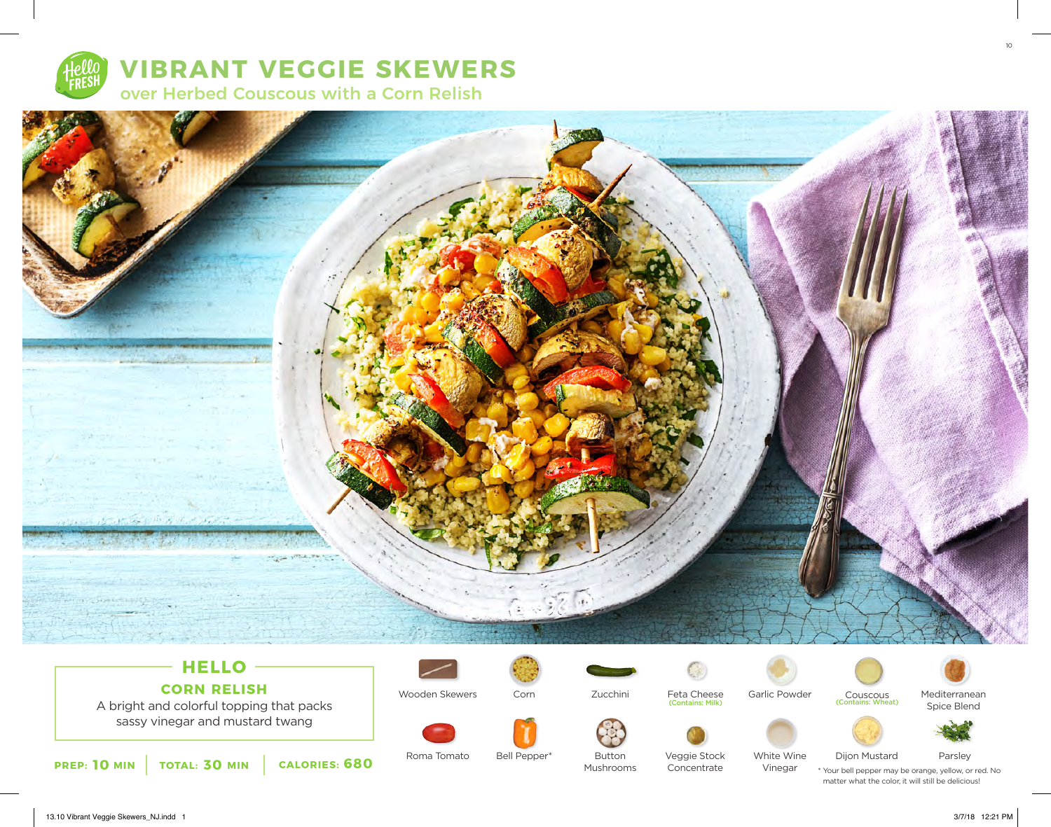# VIBRANT VEGGIE SKEWERS

## over Herbed Couscous with a Corn Relish

### HELLO

**CORN RELISH**

A bright and colorful topping that packs sassy vinegar and mustard twang

**PREP:** 10 MIN | **TOTAL:** 30 MIN | **CALORIES:** 680

- Wooden Skewers
- Corn
- Zucchini
- Feta Cheese (Contains: Milk)
- Garlic Powder
- Couscous (Contains: Wheat)
- Mediterranean Spice Blend
- Roma Tomato
- Bell Pepper*
- Button Mushrooms
- Veggie Stock Concentrate
- White Wine Vinegar
- Dijon Mustard
- Parsley

* Your bell pepper may be orange, yellow, or red. No matter what the color, it will still be delicious!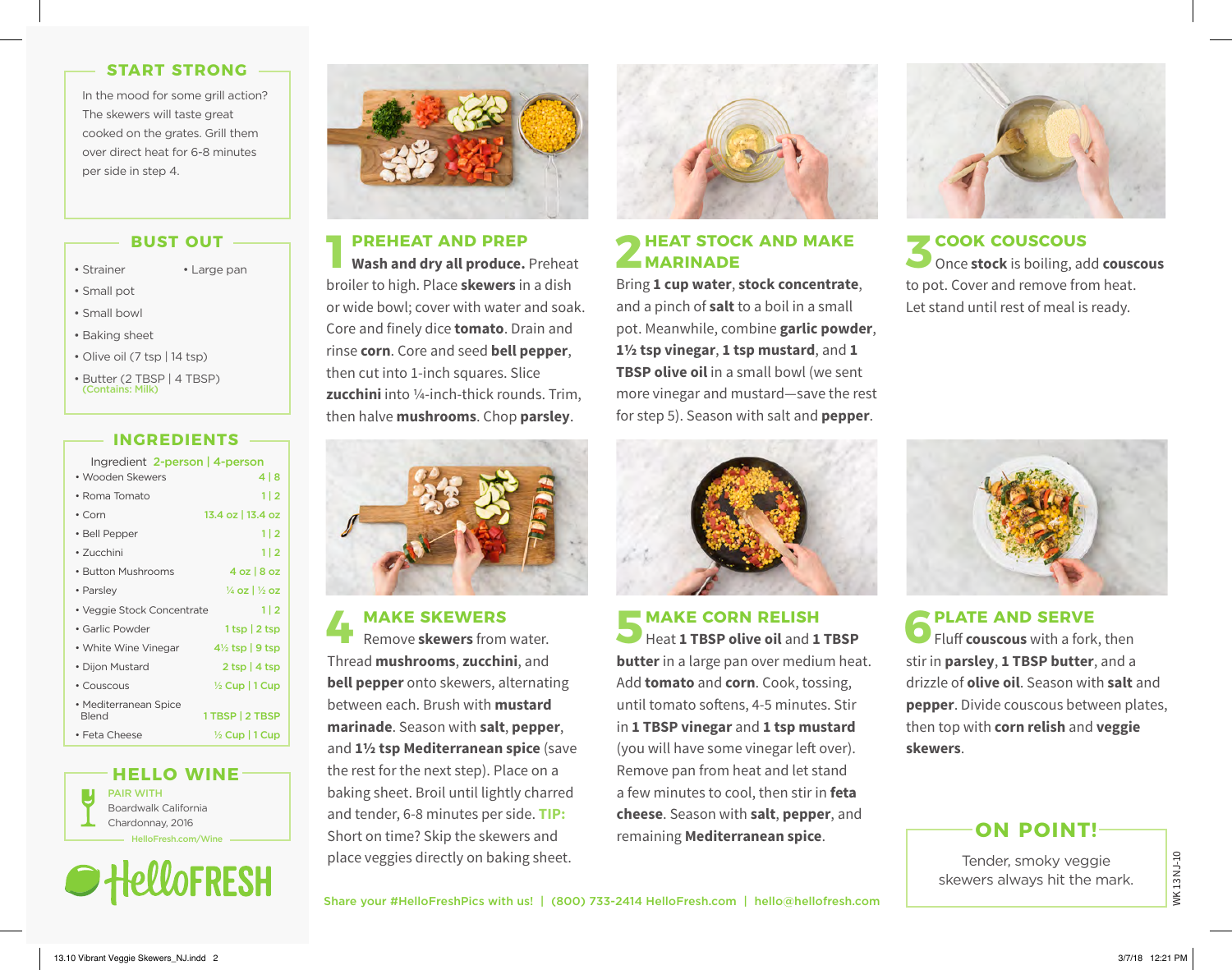## START STRONG

In the mood for some grill action? The skewers will taste great cooked on the grates. Grill them over direct heat for 6-8 minutes per side in step 4.

## BUST OUT

- Strainer
- Large pan
- Small pot
- Small bowl
- Baking sheet
- Olive oil (7 tsp | 14 tsp)
- Butter (2 TBSP | 4 TBSP) (Contains: Milk)

## INGREDIENTS

| Ingredient | 2-person \| 4-person |
| --- | --- |
| Wooden Skewers | 4 \| 8 |
| Roma Tomato | 1 \| 2 |
| Corn | 13.4 oz \| 13.4 oz |
| Bell Pepper | 1 \| 2 |
| Zucchini | 1 \| 2 |
| Button Mushrooms | 4 oz \| 8 oz |
| Parsley | ¼ oz \| ½ oz |
| Veggie Stock Concentrate | 1 \| 2 |
| Garlic Powder | 1 tsp \| 2 tsp |
| White Wine Vinegar | 4½ tsp \| 9 tsp |
| Dijon Mustard | 2 tsp \| 4 tsp |
| Couscous | ½ Cup \| 1 Cup |
| Mediterranean Spice Blend | 1 TBSP \| 2 TBSP |
| Feta Cheese | ½ Cup \| 1 Cup |

## HELLO WINE

PAIR WITH
Boardwalk California Chardonnay, 2016

HelloFresh.com/Wine

HelloFRESH

## 1 PREHEAT AND PREP

**Wash and dry all produce.** Preheat broiler to high. Place **skewers** in a dish or wide bowl; cover with water and soak. Core and finely dice **tomato**. Drain and rinse **corn**. Core and seed **bell pepper**, then cut into 1-inch squares. Slice **zucchini** into ¼-inch-thick rounds. Trim, then halve **mushrooms**. Chop **parsley**.

## 2 HEAT STOCK AND MAKE MARINADE

Bring **1 cup water**, **stock concentrate**, and a pinch of **salt** to a boil in a small pot. Meanwhile, combine **garlic powder**, **1½ tsp vinegar**, **1 tsp mustard**, and **1 TBSP olive oil** in a small bowl (we sent more vinegar and mustard—save the rest for step 5). Season with salt and **pepper**.

## 3 COOK COUSCOUS

Once **stock** is boiling, add **couscous** to pot. Cover and remove from heat. Let stand until rest of meal is ready.

## 4 MAKE SKEWERS

Remove **skewers** from water. Thread **mushrooms**, **zucchini**, and **bell pepper** onto skewers, alternating between each. Brush with **mustard marinade**. Season with **salt**, **pepper**, and **1½ tsp Mediterranean spice** (save the rest for the next step). Place on a baking sheet. Broil until lightly charred and tender, 6-8 minutes per side. **TIP:** Short on time? Skip the skewers and place veggies directly on baking sheet.

## 5 MAKE CORN RELISH

Heat **1 TBSP olive oil** and **1 TBSP butter** in a large pan over medium heat. Add **tomato** and **corn**. Cook, tossing, until tomato softens, 4-5 minutes. Stir in **1 TBSP vinegar** and **1 tsp mustard** (you will have some vinegar left over). Remove pan from heat and let stand a few minutes to cool, then stir in **feta cheese**. Season with **salt**, **pepper**, and remaining **Mediterranean spice**.

## 6 PLATE AND SERVE

Fluff **couscous** with a fork, then stir in **parsley**, **1 TBSP butter**, and a drizzle of **olive oil**. Season with **salt** and **pepper**. Divide couscous between plates, then top with **corn relish** and **veggie skewers**.

## ON POINT!

Tender, smoky veggie skewers always hit the mark.

Share your #HelloFreshPics with us! | (800) 733-2414 HelloFresh.com | hello@hellofresh.com

WK 13 NJ-10